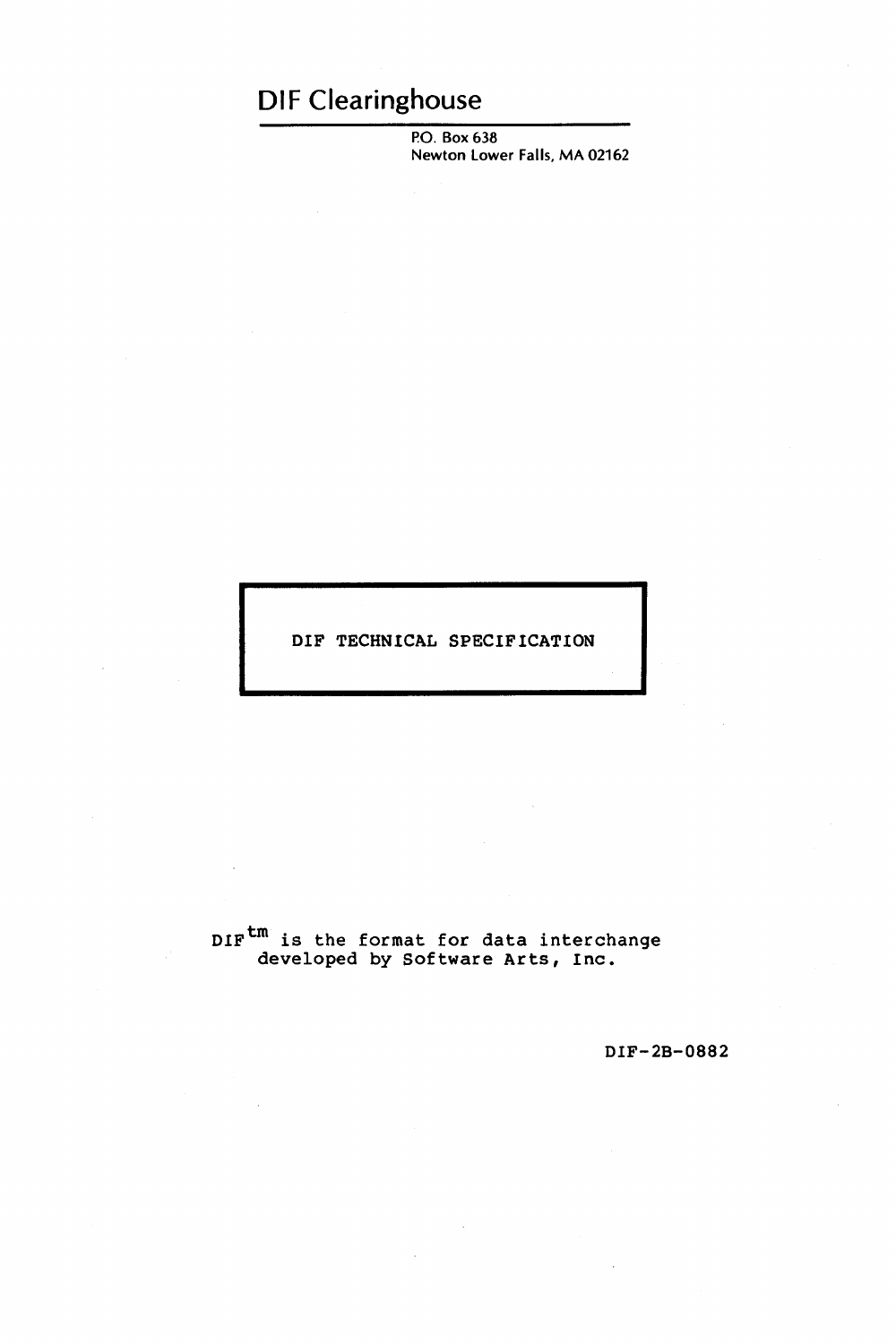# DIF Clearinghouse

P.O. Box 638
Newton Lower Falls, MA 02162

DIF TECHNICAL SPECIFICATION

DIF[tm] is the format for data interchange developed by Software Arts, Inc.

DIF-2B-0882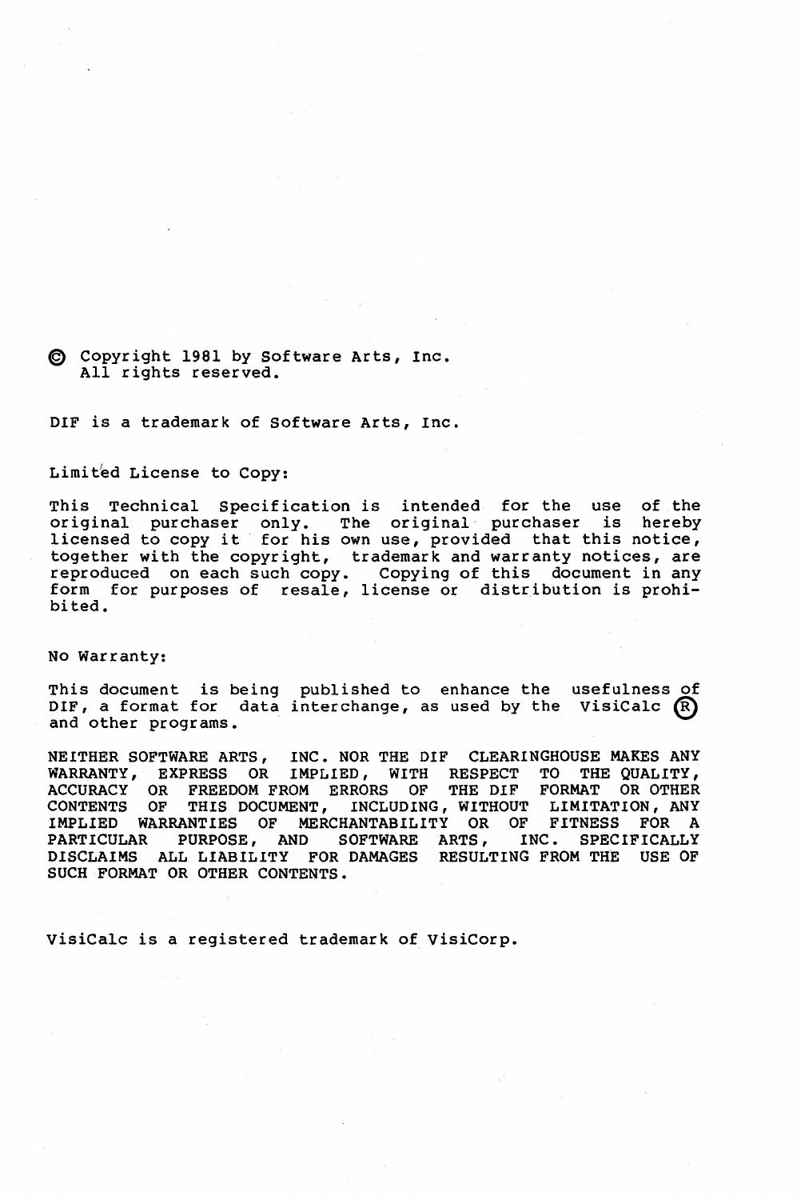© Copyright 1981 by Software Arts, Inc.
All rights reserved.

DIF is a trademark of Software Arts, Inc.

Limited License to Copy:

This Technical Specification is intended for the use of the original purchaser only. The original purchaser is hereby licensed to copy it for his own use, provided that this notice, together with the copyright, trademark and warranty notices, are reproduced on each such copy. Copying of this document in any form for purposes of resale, license or distribution is prohibited.

No Warranty:

This document is being published to enhance the usefulness of DIF, a format for data interchange, as used by the VisiCalc ® and other programs.

NEITHER SOFTWARE ARTS, INC. NOR THE DIF CLEARINGHOUSE MAKES ANY WARRANTY, EXPRESS OR IMPLIED, WITH RESPECT TO THE QUALITY, ACCURACY OR FREEDOM FROM ERRORS OF THE DIF FORMAT OR OTHER CONTENTS OF THIS DOCUMENT, INCLUDING, WITHOUT LIMITATION, ANY IMPLIED WARRANTIES OF MERCHANTABILITY OR OF FITNESS FOR A PARTICULAR PURPOSE, AND SOFTWARE ARTS, INC. SPECIFICALLY DISCLAIMS ALL LIABILITY FOR DAMAGES RESULTING FROM THE USE OF SUCH FORMAT OR OTHER CONTENTS.

VisiCalc is a registered trademark of VisiCorp.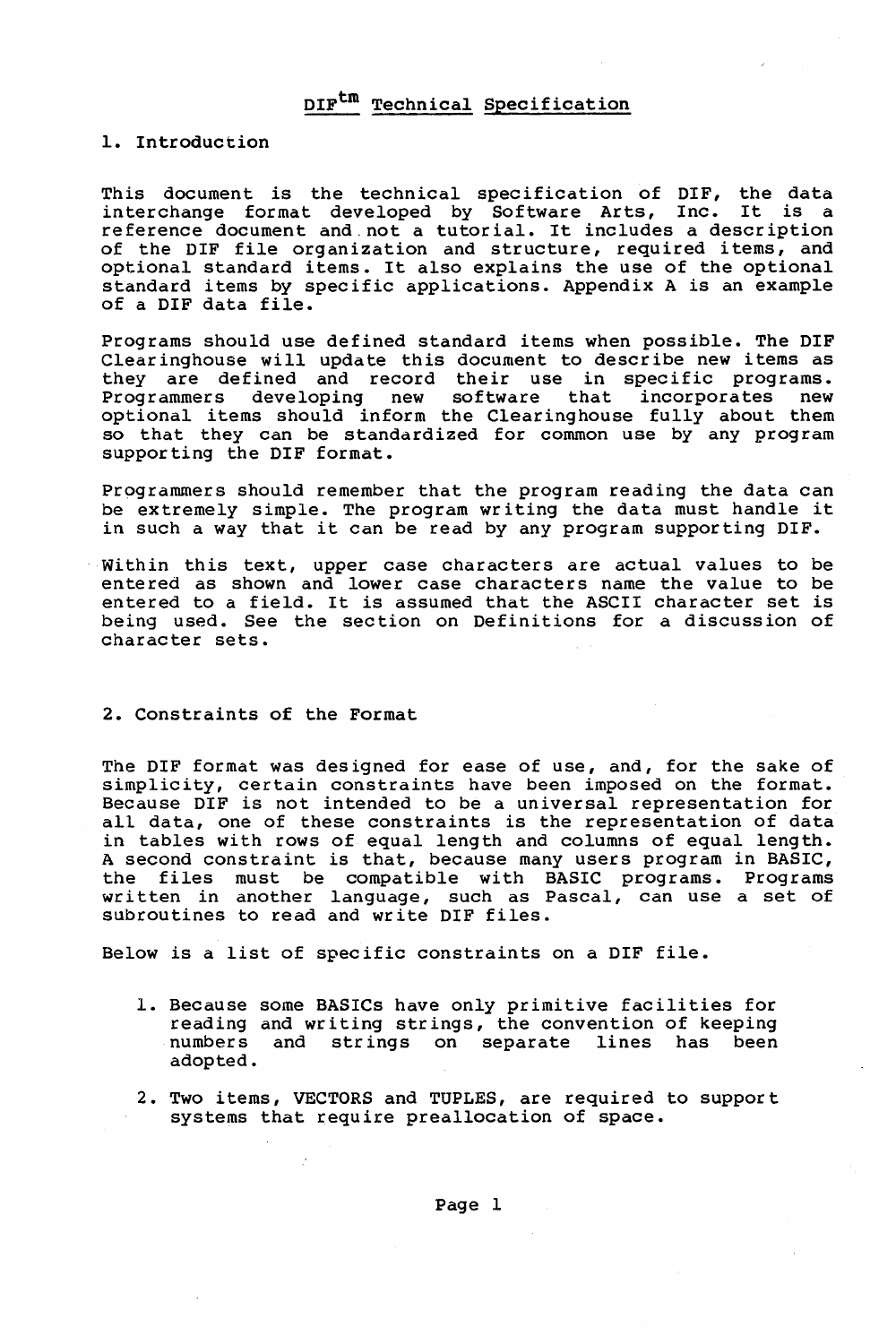# DIF$^{tm}$ Technical Specification

## 1. Introduction

This document is the technical specification of DIF, the data interchange format developed by Software Arts, Inc. It is a reference document and not a tutorial. It includes a description of the DIF file organization and structure, required items, and optional standard items. It also explains the use of the optional standard items by specific applications. Appendix A is an example of a DIF data file.

Programs should use defined standard items when possible. The DIF Clearinghouse will update this document to describe new items as they are defined and record their use in specific programs. Programmers developing new software that incorporates new optional items should inform the Clearinghouse fully about them so that they can be standardized for common use by any program supporting the DIF format.

Programmers should remember that the program reading the data can be extremely simple. The program writing the data must handle it in such a way that it can be read by any program supporting DIF.

Within this text, upper case characters are actual values to be entered as shown and lower case characters name the value to be entered to a field. It is assumed that the ASCII character set is being used. See the section on Definitions for a discussion of character sets.

## 2. Constraints of the Format

The DIF format was designed for ease of use, and, for the sake of simplicity, certain constraints have been imposed on the format. Because DIF is not intended to be a universal representation for all data, one of these constraints is the representation of data in tables with rows of equal length and columns of equal length. A second constraint is that, because many users program in BASIC, the files must be compatible with BASIC programs. Programs written in another language, such as Pascal, can use a set of subroutines to read and write DIF files.

Below is a list of specific constraints on a DIF file.

1. Because some BASICs have only primitive facilities for reading and writing strings, the convention of keeping numbers and strings on separate lines has been adopted.

2. Two items, VECTORS and TUPLES, are required to support systems that require preallocation of space.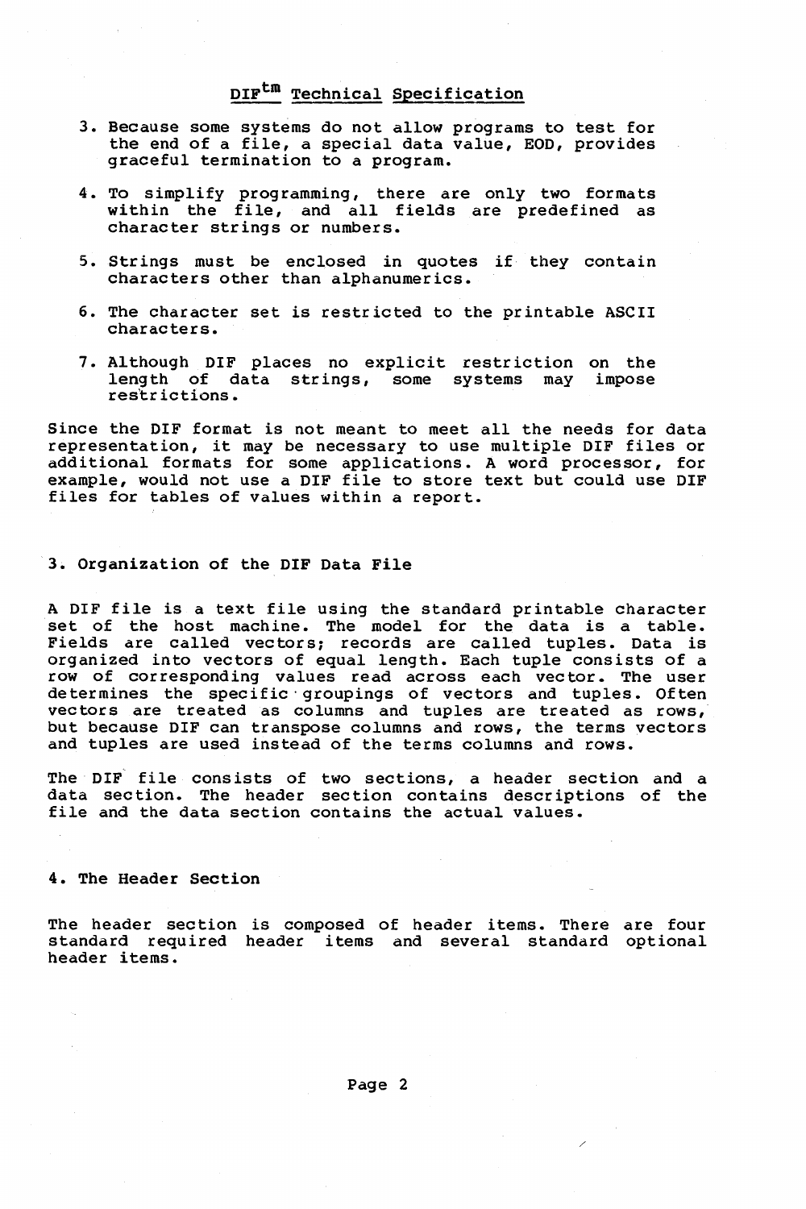3. Because some systems do not allow programs to test for the end of a file, a special data value, EOD, provides graceful termination to a program.

4. To simplify programming, there are only two formats within the file, and all fields are predefined as character strings or numbers.

5. Strings must be enclosed in quotes if they contain characters other than alphanumerics.

6. The character set is restricted to the printable ASCII characters.

7. Although DIF places no explicit restriction on the length of data strings, some systems may impose restrictions.

Since the DIF format is not meant to meet all the needs for data representation, it may be necessary to use multiple DIF files or additional formats for some applications. A word processor, for example, would not use a DIF file to store text but could use DIF files for tables of values within a report.

## 3. Organization of the DIF Data File

A DIF file is a text file using the standard printable character set of the host machine. The model for the data is a table. Fields are called vectors; records are called tuples. Data is organized into vectors of equal length. Each tuple consists of a row of corresponding values read across each vector. The user determines the specific groupings of vectors and tuples. Often vectors are treated as columns and tuples are treated as rows, but because DIF can transpose columns and rows, the terms vectors and tuples are used instead of the terms columns and rows.

The DIF file consists of two sections, a header section and a data section. The header section contains descriptions of the file and the data section contains the actual values.

## 4. The Header Section

The header section is composed of header items. There are four standard required header items and several standard optional header items.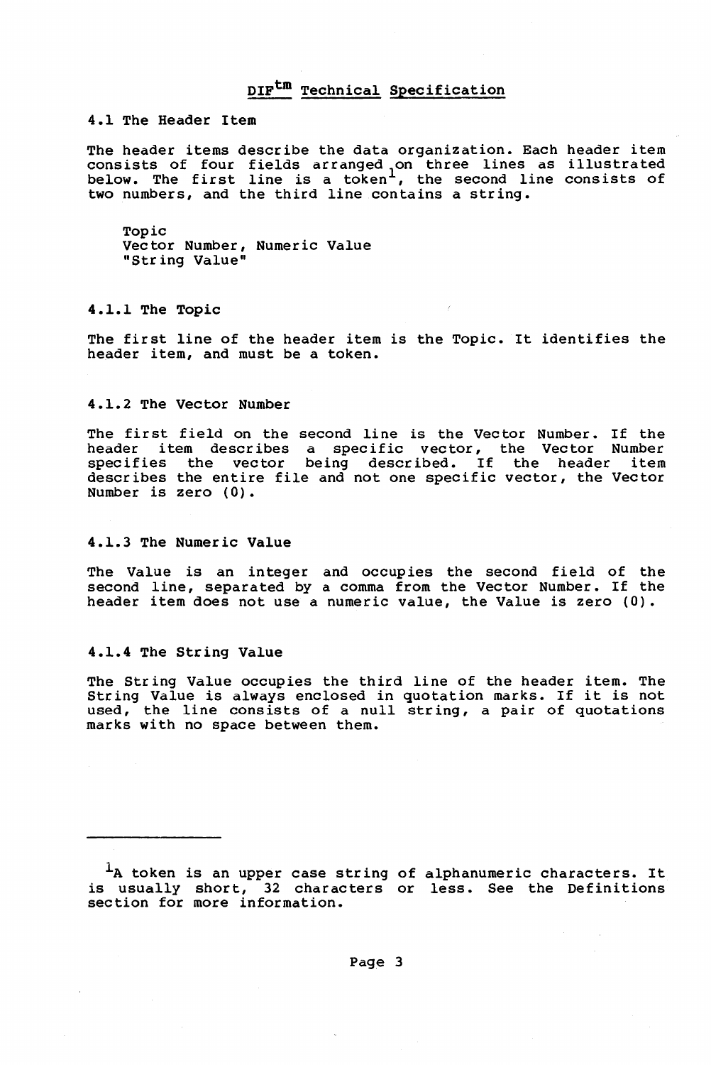# DIF™ Technical Specification

## 4.1 The Header Item

The header items describe the data organization. Each header item consists of four fields arranged on three lines as illustrated below. The first line is a token[1], the second line consists of two numbers, and the third line contains a string.

```
Topic
Vector Number, Numeric Value
"String Value"
```

### 4.1.1 The Topic

The first line of the header item is the Topic. It identifies the header item, and must be a token.

### 4.1.2 The Vector Number

The first field on the second line is the Vector Number. If the header item describes a specific vector, the Vector Number specifies the vector being described. If the header item describes the entire file and not one specific vector, the Vector Number is zero (0).

### 4.1.3 The Numeric Value

The Value is an integer and occupies the second field of the second line, separated by a comma from the Vector Number. If the header item does not use a numeric value, the Value is zero (0).

### 4.1.4 The String Value

The String Value occupies the third line of the header item. The String Value is always enclosed in quotation marks. If it is not used, the line consists of a null string, a pair of quotations marks with no space between them.

---

[1] A token is an upper case string of alphanumeric characters. It is usually short, 32 characters or less. See the Definitions section for more information.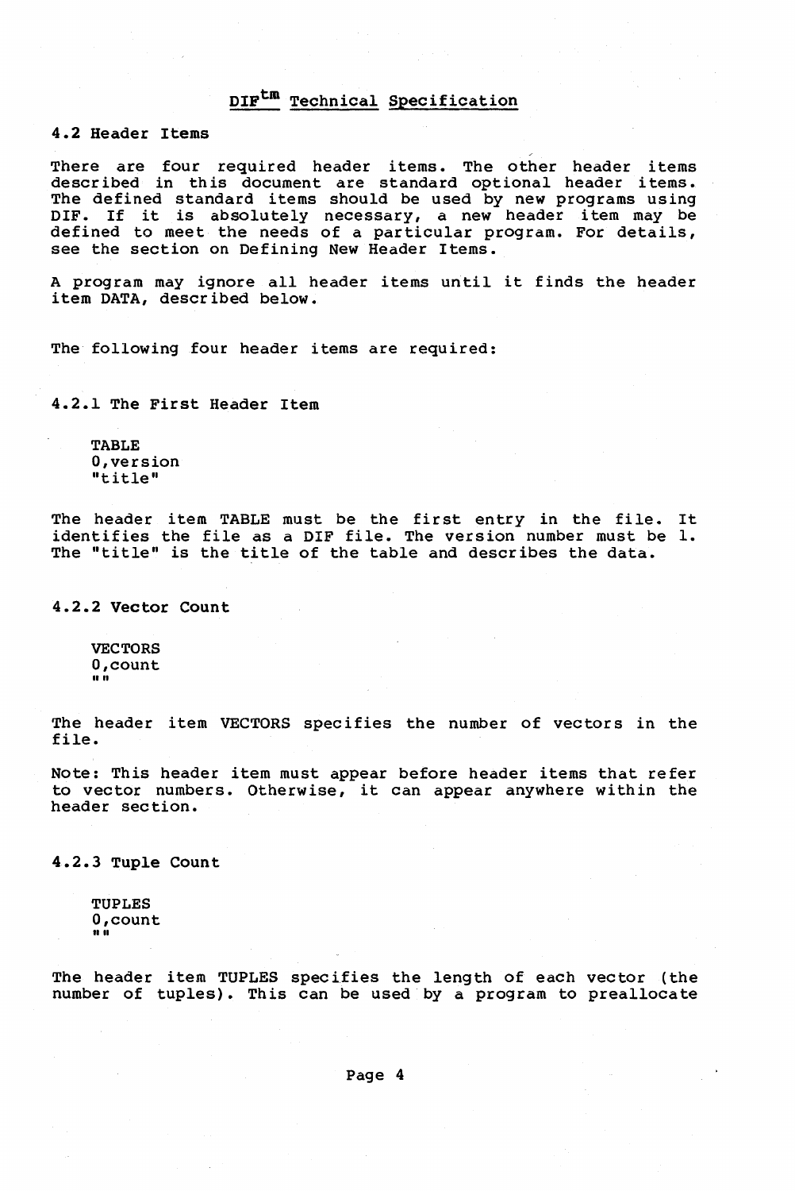# DIF[tm] Technical Specification

## 4.2 Header Items

There are four required header items. The other header items described in this document are standard optional header items. The defined standard items should be used by new programs using DIF. If it is absolutely necessary, a new header item may be defined to meet the needs of a particular program. For details, see the section on Defining New Header Items.

A program may ignore all header items until it finds the header item DATA, described below.

The following four header items are required:

### 4.2.1 The First Header Item

```
TABLE
0,version
"title"
```

The header item TABLE must be the first entry in the file. It identifies the file as a DIF file. The version number must be 1. The "title" is the title of the table and describes the data.

### 4.2.2 Vector Count

```
VECTORS
0,count
""
```

The header item VECTORS specifies the number of vectors in the file.

Note: This header item must appear before header items that refer to vector numbers. Otherwise, it can appear anywhere within the header section.

### 4.2.3 Tuple Count

```
TUPLES
0,count
""
```

The header item TUPLES specifies the length of each vector (the number of tuples). This can be used by a program to preallocate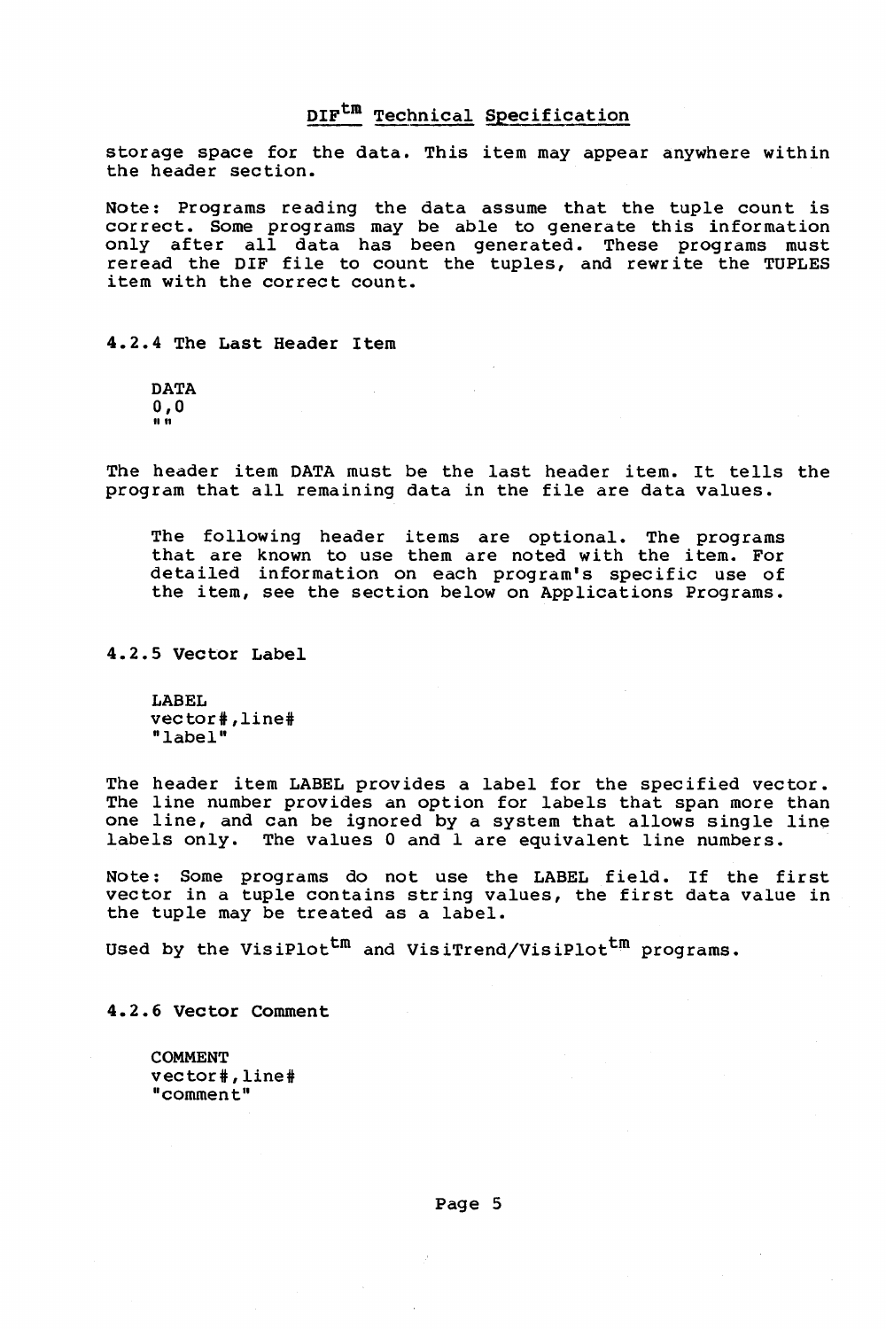storage space for the data. This item may appear anywhere within the header section.

Note: Programs reading the data assume that the tuple count is correct. Some programs may be able to generate this information only after all data has been generated. These programs must reread the DIF file to count the tuples, and rewrite the TUPLES item with the correct count.

### 4.2.4 The Last Header Item

```
DATA
0,0
""
```

The header item DATA must be the last header item. It tells the program that all remaining data in the file are data values.

> The following header items are optional. The programs that are known to use them are noted with the item. For detailed information on each program's specific use of the item, see the section below on Applications Programs.

### 4.2.5 Vector Label

```
LABEL
vector#,line#
"label"
```

The header item LABEL provides a label for the specified vector. The line number provides an option for labels that span more than one line, and can be ignored by a system that allows single line labels only. The values 0 and 1 are equivalent line numbers.

Note: Some programs do not use the LABEL field. If the first vector in a tuple contains string values, the first data value in the tuple may be treated as a label.

Used by the VisiPlot[tm] and VisiTrend/VisiPlot[tm] programs.

### 4.2.6 Vector Comment

```
COMMENT
vector#,line#
"comment"
```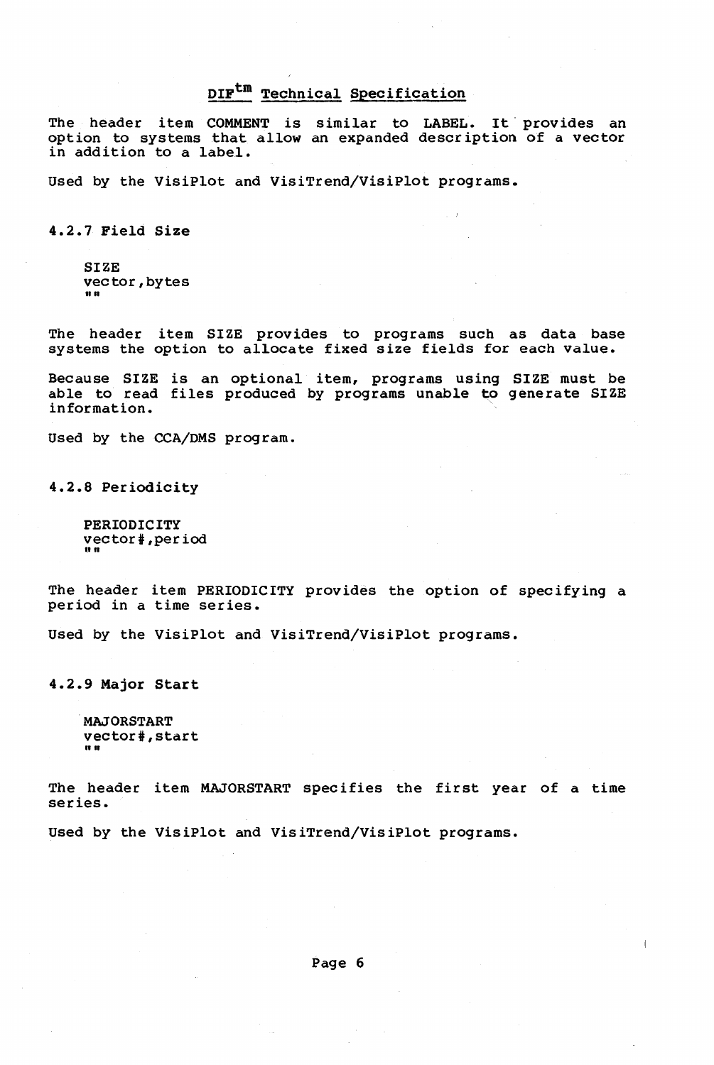The header item COMMENT is similar to LABEL. It provides an option to systems that allow an expanded description of a vector in addition to a label.

Used by the VisiPlot and VisiTrend/VisiPlot programs.

### 4.2.7 Field Size

```
SIZE
vector,bytes
""
```

The header item SIZE provides to programs such as data base systems the option to allocate fixed size fields for each value.

Because SIZE is an optional item, programs using SIZE must be able to read files produced by programs unable to generate SIZE information.

Used by the CCA/DMS program.

### 4.2.8 Periodicity

```
PERIODICITY
vector#,period
""
```

The header item PERIODICITY provides the option of specifying a period in a time series.

Used by the VisiPlot and VisiTrend/VisiPlot programs.

### 4.2.9 Major Start

```
MAJORSTART
vector#,start
""
```

The header item MAJORSTART specifies the first year of a time series.

Used by the VisiPlot and VisiTrend/VisiPlot programs.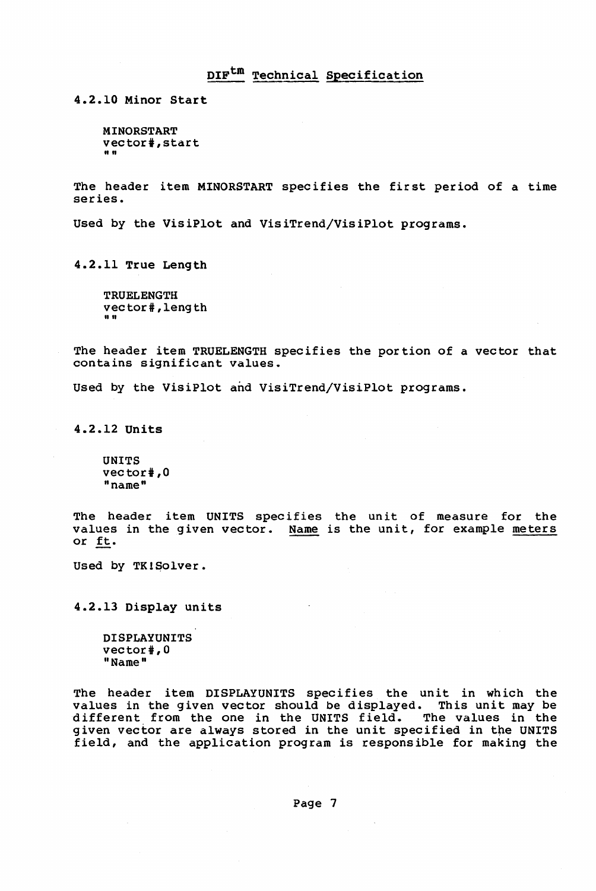#### 4.2.10 Minor Start

```
MINORSTART
vector#,start
""
```

The header item MINORSTART specifies the first period of a time series.

Used by the VisiPlot and VisiTrend/VisiPlot programs.

#### 4.2.11 True Length

```
TRUELENGTH
vector#,length
""
```

The header item TRUELENGTH specifies the portion of a vector that contains significant values.

Used by the VisiPlot and VisiTrend/VisiPlot programs.

#### 4.2.12 Units

```
UNITS
vector#,0
"name"
```

The header item UNITS specifies the unit of measure for the values in the given vector. Name is the unit, for example meters or ft.

Used by TK!Solver.

#### 4.2.13 Display units

```
DISPLAYUNITS
vector#,0
"Name"
```

The header item DISPLAYUNITS specifies the unit in which the values in the given vector should be displayed. This unit may be different from the one in the UNITS field. The values in the given vector are always stored in the unit specified in the UNITS field, and the application program is responsible for making the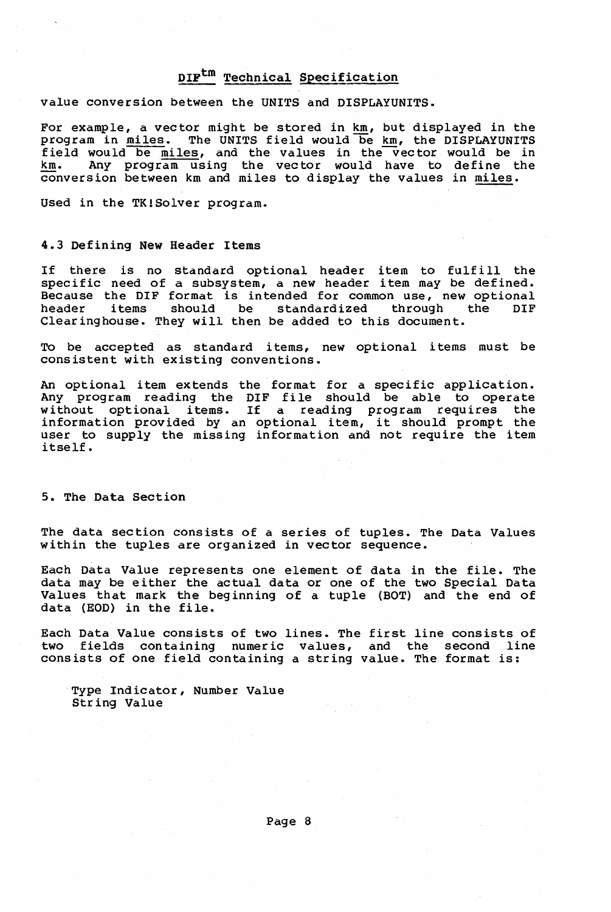value conversion between the UNITS and DISPLAYUNITS.

For example, a vector might be stored in km, but displayed in the program in miles. The UNITS field would be km, the DISPLAYUNITS field would be miles, and the values in the vector would be in km. Any program using the vector would have to define the conversion between km and miles to display the values in miles.

Used in the TK!Solver program.

### 4.3 Defining New Header Items

If there is no standard optional header item to fulfill the specific need of a subsystem, a new header item may be defined. Because the DIF format is intended for common use, new optional header items should be standardized through the DIF Clearinghouse. They will then be added to this document.

To be accepted as standard items, new optional items must be consistent with existing conventions.

An optional item extends the format for a specific application. Any program reading the DIF file should be able to operate without optional items. If a reading program requires the information provided by an optional item, it should prompt the user to supply the missing information and not require the item itself.

## 5. The Data Section

The data section consists of a series of tuples. The Data Values within the tuples are organized in vector sequence.

Each Data Value represents one element of data in the file. The data may be either the actual data or one of the two Special Data Values that mark the beginning of a tuple (BOT) and the end of data (EOD) in the file.

Each Data Value consists of two lines. The first line consists of two fields containing numeric values, and the second line consists of one field containing a string value. The format is:

```
Type Indicator, Number Value
String Value
```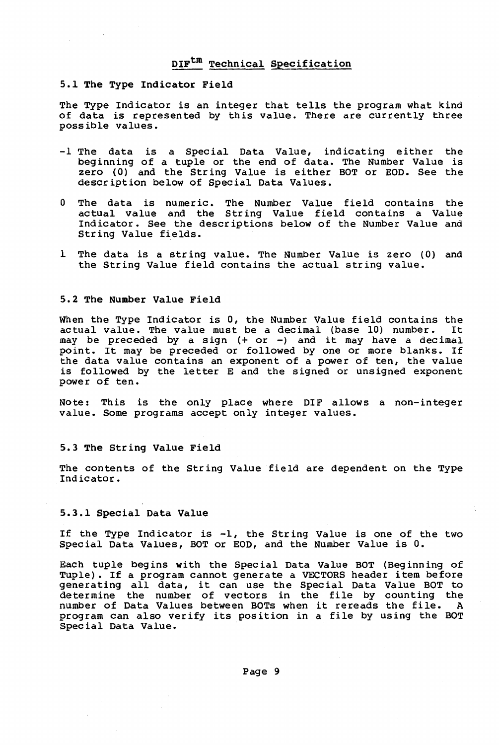# DIF[tm] Technical Specification

### 5.1 The Type Indicator Field

The Type Indicator is an integer that tells the program what kind of data is represented by this value. There are currently three possible values.

- -1 The data is a Special Data Value, indicating either the beginning of a tuple or the end of data. The Number Value is zero (0) and the String Value is either BOT or EOD. See the description below of Special Data Values.

- 0 The data is numeric. The Number Value field contains the actual value and the String Value field contains a Value Indicator. See the descriptions below of the Number Value and String Value fields.

- 1 The data is a string value. The Number Value is zero (0) and the String Value field contains the actual string value.

### 5.2 The Number Value Field

When the Type Indicator is 0, the Number Value field contains the actual value. The value must be a decimal (base 10) number. It may be preceded by a sign (+ or -) and it may have a decimal point. It may be preceded or followed by one or more blanks. If the data value contains an exponent of a power of ten, the value is followed by the letter E and the signed or unsigned exponent power of ten.

Note: This is the only place where DIF allows a non-integer value. Some programs accept only integer values.

### 5.3 The String Value Field

The contents of the String Value field are dependent on the Type Indicator.

#### 5.3.1 Special Data Value

If the Type Indicator is -1, the String Value is one of the two Special Data Values, BOT or EOD, and the Number Value is 0.

Each tuple begins with the Special Data Value BOT (Beginning of Tuple). If a program cannot generate a VECTORS header item before generating all data, it can use the Special Data Value BOT to determine the number of vectors in the file by counting the number of Data Values between BOTs when it rereads the file. A program can also verify its position in a file by using the BOT Special Data Value.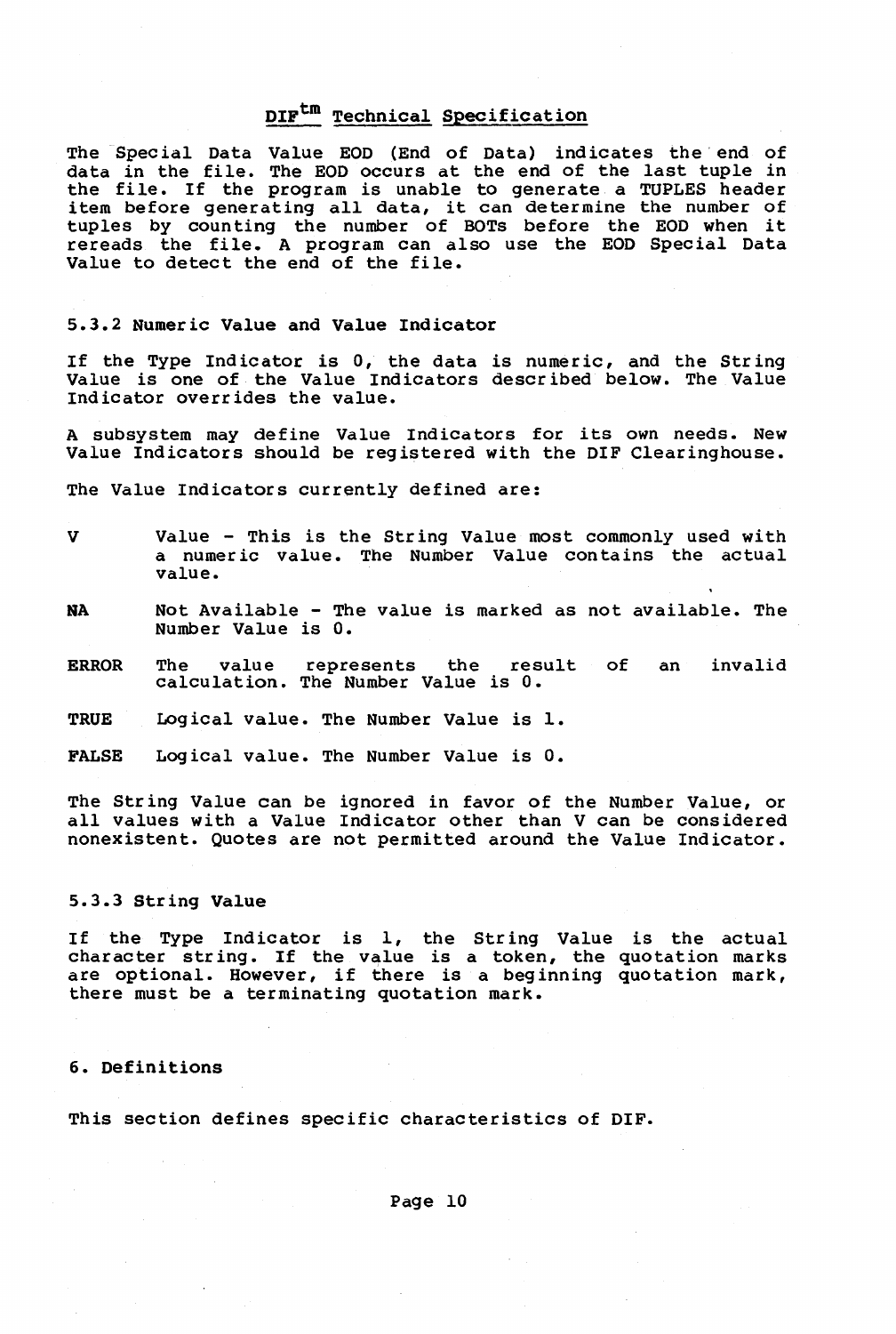The Special Data Value EOD (End of Data) indicates the end of data in the file. The EOD occurs at the end of the last tuple in the file. If the program is unable to generate a TUPLES header item before generating all data, it can determine the number of tuples by counting the number of BOTs before the EOD when it rereads the file. A program can also use the EOD Special Data Value to detect the end of the file.

### 5.3.2 Numeric Value and Value Indicator

If the Type Indicator is 0, the data is numeric, and the String Value is one of the Value Indicators described below. The Value Indicator overrides the value.

A subsystem may define Value Indicators for its own needs. New Value Indicators should be registered with the DIF Clearinghouse.

The Value Indicators currently defined are:

- **V** Value - This is the String Value most commonly used with a numeric value. The Number Value contains the actual value.
- **NA** Not Available - The value is marked as not available. The Number Value is 0.
- **ERROR** The value represents the result of an invalid calculation. The Number Value is 0.
- **TRUE** Logical value. The Number Value is 1.
- **FALSE** Logical value. The Number Value is 0.

The String Value can be ignored in favor of the Number Value, or all values with a Value Indicator other than V can be considered nonexistent. Quotes are not permitted around the Value Indicator.

### 5.3.3 String Value

If the Type Indicator is 1, the String Value is the actual character string. If the value is a token, the quotation marks are optional. However, if there is a beginning quotation mark, there must be a terminating quotation mark.

## 6. Definitions

This section defines specific characteristics of DIF.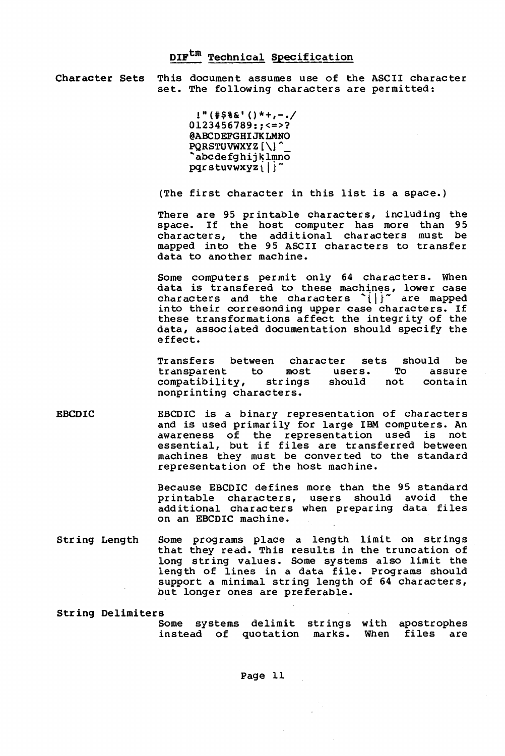## DIF[tm] Technical Specification

**Character Sets**

This document assumes use of the ASCII character set. The following characters are permitted:

```
 !"(#$%&'()*+,-./
0123456789:;<=>?
@ABCDEFGHIJKLMNO
PQRSTUVWXYZ[\]^_
`abcdefghijklmno
pqrstuvwxyz{|}~
```

(The first character in this list is a space.)

There are 95 printable characters, including the space. If the host computer has more than 95 characters, the additional characters must be mapped into the 95 ASCII characters to transfer data to another machine.

Some computers permit only 64 characters. When data is transfered to these machines, lower case characters and the characters `{|}~ are mapped into their coresonding upper case characters. If these transformations affect the integrity of the data, associated documentation should specify the effect.

Transfers between character sets should be transparent to most users. To assure compatibility, strings should not contain nonprinting characters.

**EBCDIC**

EBCDIC is a binary representation of characters and is used primarily for large IBM computers. An awareness of the representation used is not essential, but if files are transferred between machines they must be converted to the standard representation of the host machine.

Because EBCDIC defines more than the 95 standard printable characters, users should avoid the additional characters when preparing data files on an EBCDIC machine.

**String Length**

Some programs place a length limit on strings that they read. This results in the truncation of long string values. Some systems also limit the length of lines in a data file. Programs should support a minimal string length of 64 characters, but longer ones are preferable.

**String Delimiters**

Some systems delimit strings with apostrophes instead of quotation marks. When files are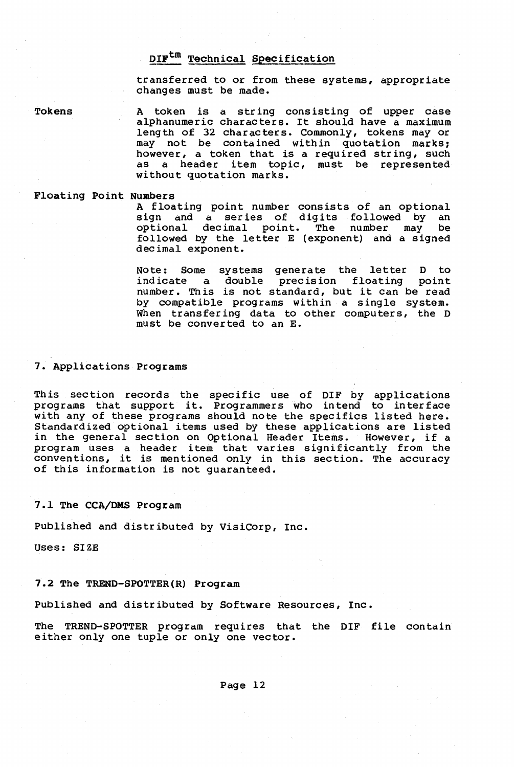transferred to or from these systems, appropriate changes must be made.

**Tokens**

A token is a string consisting of upper case alphanumeric characters. It should have a maximum length of 32 characters. Commonly, tokens may or may not be contained within quotation marks; however, a token that is a required string, such as a header item topic, must be represented without quotation marks.

**Floating Point Numbers**

A floating point number consists of an optional sign and a series of digits followed by an optional decimal point. The number may be followed by the letter E (exponent) and a signed decimal exponent.

Note: Some systems generate the letter D to indicate a double precision floating point number. This is not standard, but it can be read by compatible programs within a single system. When transfering data to other computers, the D must be converted to an E.

## 7. Applications Programs

This section records the specific use of DIF by applications programs that support it. Programmers who intend to interface with any of these programs should note the specifics listed here. Standardized optional items used by these applications are listed in the general section on Optional Header Items. However, if a program uses a header item that varies significantly from the conventions, it is mentioned only in this section. The accuracy of this information is not guaranteed.

### 7.1 The CCA/DMS Program

Published and distributed by VisiCorp, Inc.

Uses: SIZE

### 7.2 The TREND-SPOTTER(R) Program

Published and distributed by Software Resources, Inc.

The TREND-SPOTTER program requires that the DIF file contain either only one tuple or only one vector.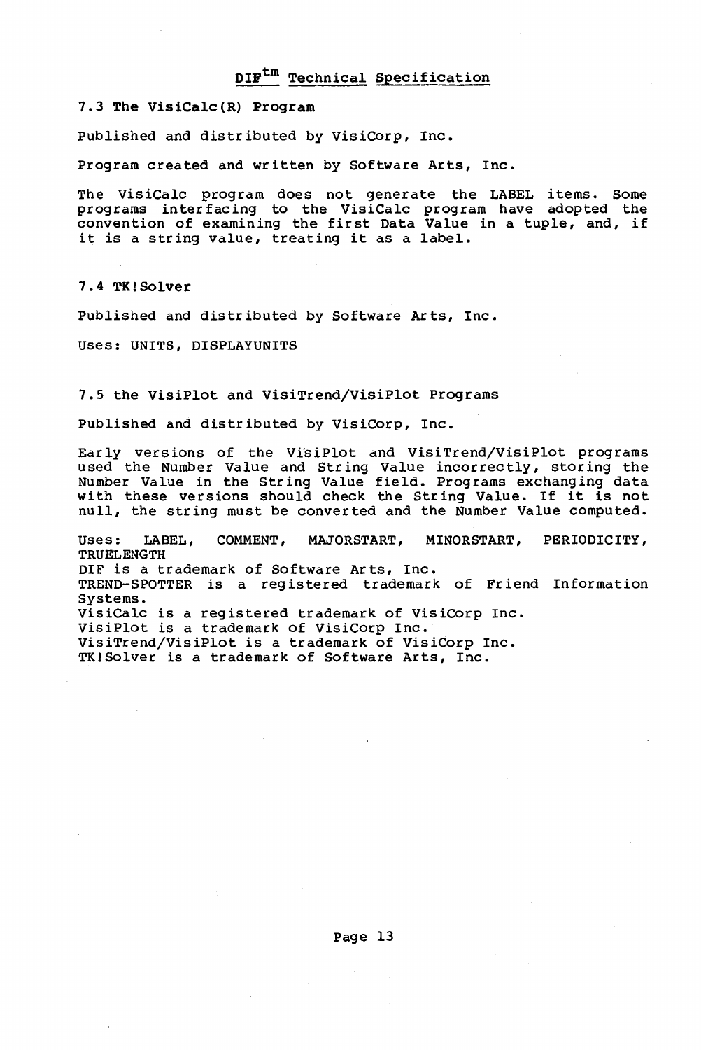### 7.3 The VisiCalc(R) Program

Published and distributed by VisiCorp, Inc.

Program created and written by Software Arts, Inc.

The VisiCalc program does not generate the LABEL items. Some programs interfacing to the VisiCalc program have adopted the convention of examining the first Data Value in a tuple, and, if it is a string value, treating it as a label.

### 7.4 TK!Solver

Published and distributed by Software Arts, Inc.

Uses: UNITS, DISPLAYUNITS

### 7.5 the VisiPlot and VisiTrend/VisiPlot Programs

Published and distributed by VisiCorp, Inc.

Early versions of the VisiPlot and VisiTrend/VisiPlot programs used the Number Value and String Value incorrectly, storing the Number Value in the String Value field. Programs exchanging data with these versions should check the String Value. If it is not null, the string must be converted and the Number Value computed.

Uses: LABEL, COMMENT, MAJORSTART, MINORSTART, PERIODICITY, TRUELENGTH

DIF is a trademark of Software Arts, Inc.
TREND-SPOTTER is a registered trademark of Friend Information Systems.
VisiCalc is a registered trademark of VisiCorp Inc.
VisiPlot is a trademark of VisiCorp Inc.
VisiTrend/VisiPlot is a trademark of VisiCorp Inc.
TK!Solver is a trademark of Software Arts, Inc.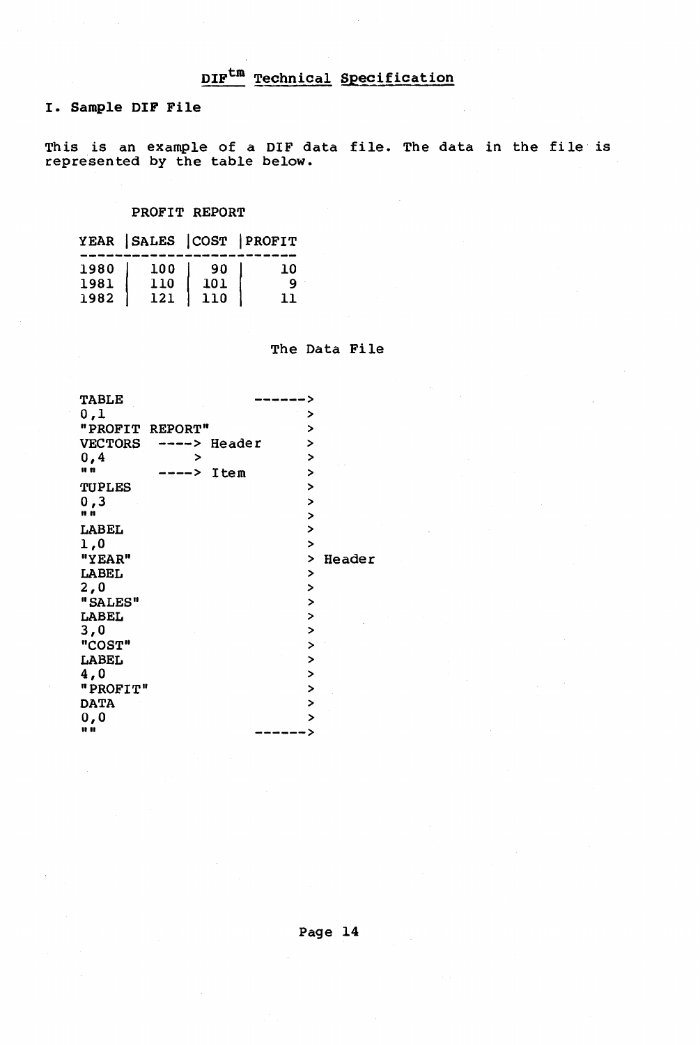# DIF™ Technical Specification

## I. Sample DIF File

This is an example of a DIF data file. The data in the file is represented by the table below.

```
        PROFIT REPORT

    YEAR |SALES |COST |PROFIT
    -------------------------
    1980 |  100 |  90 |    10
    1981 |  110 | 101 |     9
    1982 |  121 | 110 |    11
```

The Data File

```
TABLE                  ------>
0,1                          >
"PROFIT REPORT"              >
VECTORS   ----> Header       >
0,4           >              >
""        ----> Item         >
TUPLES                       >
0,3                          >
""                           >
LABEL                        >
1,0                          >
"YEAR"                       > Header
LABEL                        >
2,0                          >
"SALES"                      >
LABEL                        >
3,0                          >
"COST"                       >
LABEL                        >
4,0                          >
"PROFIT"                     >
DATA                         >
0,0                          >
""                     ------>
```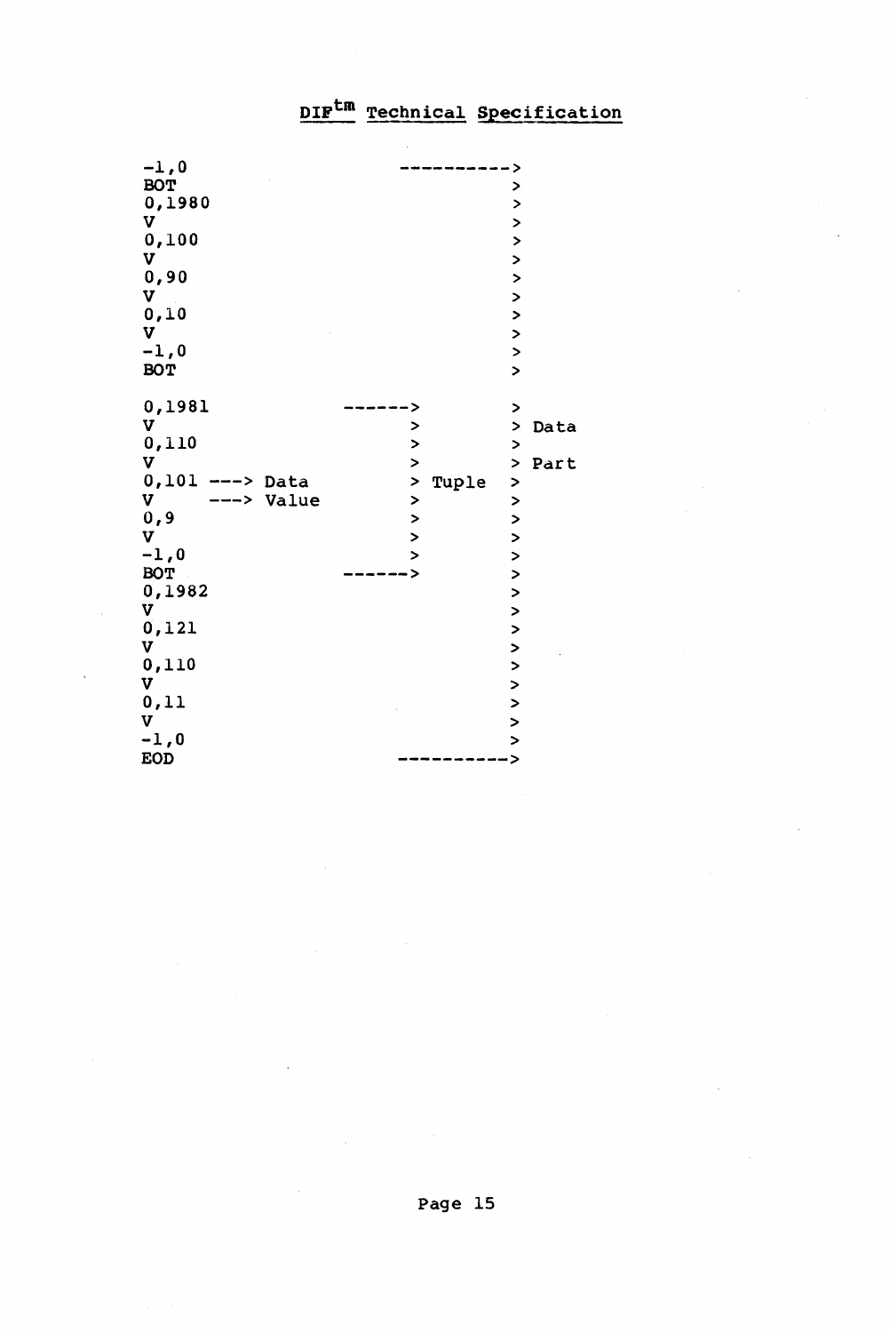```
-1,0                                  ---------->
BOT                                             >
0,1980                                          >
V                                               >
0,100                                           >
V                                               >
0,90                                            >
V                                               >
0,10                                            >
V                                               >
-1,0                                            >
BOT                                             >

0,1981                      ------>             >
V                                 >             > Data
0,110                             >             >
V                                 >             > Part
0,101 ---> Data                   > Tuple       >
V     ---> Value                  >             >
0,9                               >             >
V                                 >             >
-1,0                              >             >
BOT                         ------>             >
0,1982                                          >
V                                               >
0,121                                           >
V                                               >
0,110                                           >
V                                               >
0,11                                            >
V                                               >
-1,0                                            >
EOD                                   ---------->
```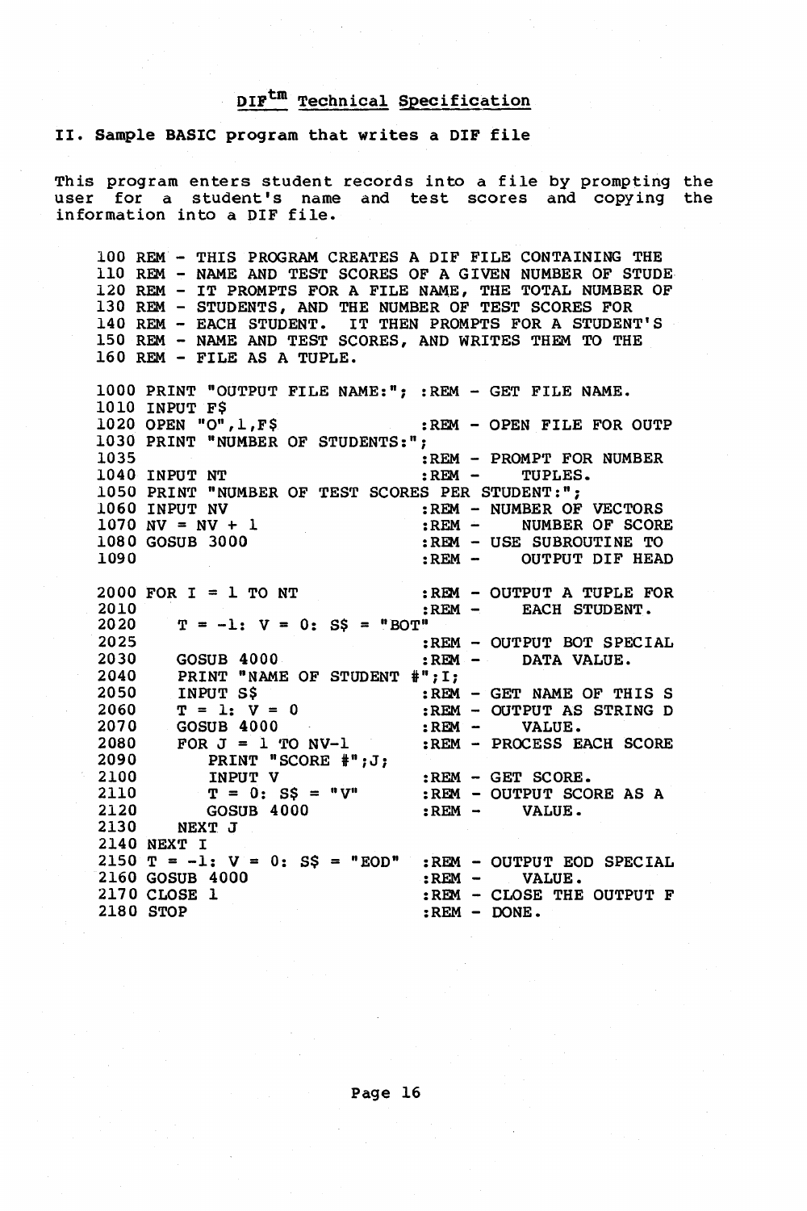# DIF™ Technical Specification

## II. Sample BASIC program that writes a DIF file

This program enters student records into a file by prompting the user for a student's name and test scores and copying the information into a DIF file.

```
100 REM - THIS PROGRAM CREATES A DIF FILE CONTAINING THE
110 REM - NAME AND TEST SCORES OF A GIVEN NUMBER OF STUDE
120 REM - IT PROMPTS FOR A FILE NAME, THE TOTAL NUMBER OF
130 REM - STUDENTS, AND THE NUMBER OF TEST SCORES FOR
140 REM - EACH STUDENT.  IT THEN PROMPTS FOR A STUDENT'S
150 REM - NAME AND TEST SCORES, AND WRITES THEM TO THE
160 REM - FILE AS A TUPLE.

1000 PRINT "OUTPUT FILE NAME:"; :REM - GET FILE NAME.
1010 INPUT F$
1020 OPEN "O",1,F$              :REM - OPEN FILE FOR OUTP
1030 PRINT "NUMBER OF STUDENTS:";
1035                            :REM - PROMPT FOR NUMBER
1040 INPUT NT                   :REM -    TUPLES.
1050 PRINT "NUMBER OF TEST SCORES PER STUDENT:";
1060 INPUT NV                   :REM - NUMBER OF VECTORS
1070 NV = NV + 1                :REM -    NUMBER OF SCORE
1080 GOSUB 3000                 :REM - USE SUBROUTINE TO
1090                            :REM -    OUTPUT DIF HEAD

2000 FOR I = 1 TO NT            :REM - OUTPUT A TUPLE FOR
2010                            :REM -    EACH STUDENT.
2020    T = -1: V = 0: S$ = "BOT"
2025                            :REM - OUTPUT BOT SPECIAL
2030    GOSUB 4000              :REM -    DATA VALUE.
2040    PRINT "NAME OF STUDENT #";I;
2050    INPUT S$                :REM - GET NAME OF THIS S
2060    T = 1: V = 0            :REM - OUTPUT AS STRING D
2070    GOSUB 4000              :REM -    VALUE.
2080    FOR J = 1 TO NV-1       :REM - PROCESS EACH SCORE
2090       PRINT "SCORE #";J;
2100       INPUT V              :REM - GET SCORE.
2110       T = 0: S$ = "V"      :REM - OUTPUT SCORE AS A
2120       GOSUB 4000           :REM -    VALUE.
2130    NEXT J
2140 NEXT I
2150 T = -1: V = 0: S$ = "EOD"  :REM - OUTPUT EOD SPECIAL
2160 GOSUB 4000                 :REM -    VALUE.
2170 CLOSE 1                    :REM - CLOSE THE OUTPUT F
2180 STOP                       :REM - DONE.
```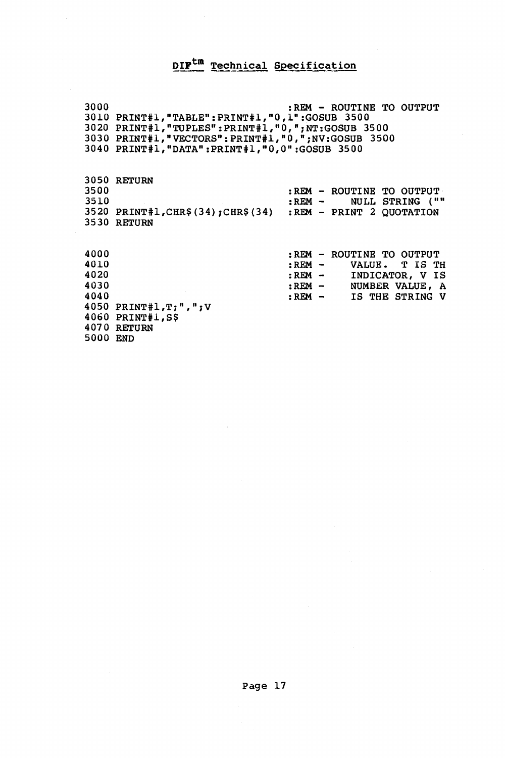```
3000                               :REM - ROUTINE TO OUTPUT
3010 PRINT#1,"TABLE":PRINT#1,"0,1":GOSUB 3500
3020 PRINT#1,"TUPLES":PRINT#1,"0,";NT:GOSUB 3500
3030 PRINT#1,"VECTORS":PRINT#1,"0,";NV:GOSUB 3500
3040 PRINT#1,"DATA":PRINT#1,"0,0":GOSUB 3500


3050 RETURN
3500                               :REM - ROUTINE TO OUTPUT
3510                               :REM -    NULL STRING (""
3520 PRINT#1,CHR$(34);CHR$(34)     :REM - PRINT 2 QUOTATION
3530 RETURN


4000                               :REM - ROUTINE TO OUTPUT
4010                               :REM -    VALUE.  T IS TH
4020                               :REM -    INDICATOR, V IS
4030                               :REM -    NUMBER VALUE, A
4040                               :REM -    IS THE STRING V
4050 PRINT#1,T;",";V
4060 PRINT#1,S$
4070 RETURN
5000 END
```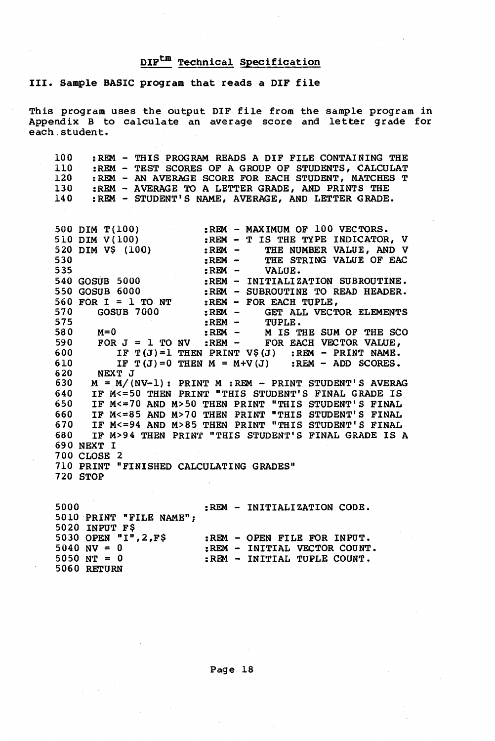## DIF$^{tm}$ Technical Specification

**III. Sample BASIC program that reads a DIF file**

This program uses the output DIF file from the sample program in Appendix B to calculate an average score and letter grade for each student.

```
100   :REM - THIS PROGRAM READS A DIF FILE CONTAINING THE
110   :REM - TEST SCORES OF A GROUP OF STUDENTS, CALCULAT
120   :REM - AN AVERAGE SCORE FOR EACH STUDENT, MATCHES T
130   :REM - AVERAGE TO A LETTER GRADE, AND PRINTS THE
140   :REM - STUDENT'S NAME, AVERAGE, AND LETTER GRADE.


500 DIM T(100)             :REM - MAXIMUM OF 100 VECTORS.
510 DIM V(100)             :REM - T IS THE TYPE INDICATOR, V
520 DIM V$ (100)           :REM -    THE NUMBER VALUE, AND V
530                        :REM -    THE STRING VALUE OF EAC
535                        :REM -    VALUE.
540 GOSUB 5000             :REM - INITIALIZATION SUBROUTINE.
550 GOSUB 6000             :REM - SUBROUTINE TO READ HEADER.
560 FOR I = 1 TO NT        :REM - FOR EACH TUPLE,
570    GOSUB 7000          :REM -    GET ALL VECTOR ELEMENTS
575                        :REM -    TUPLE.
580    M=0                 :REM -    M IS THE SUM OF THE SCO
590    FOR J = 1 TO NV  :REM -    FOR EACH VECTOR VALUE,
600       IF T(J)=1 THEN PRINT V$(J)  :REM - PRINT NAME.
610       IF T(J)=0 THEN M = M+V(J)   :REM - ADD SCORES.
620    NEXT J
630    M = M/(NV-1): PRINT M :REM - PRINT STUDENT'S AVERAG
640    IF M<=50 THEN PRINT "THIS STUDENT'S FINAL GRADE IS
650    IF M<=70 AND M>50 THEN PRINT "THIS STUDENT'S FINAL
660    IF M<=85 AND M>70 THEN PRINT "THIS STUDENT'S FINAL
670    IF M<=94 AND M>85 THEN PRINT "THIS STUDENT'S FINAL
680    IF M>94 THEN PRINT "THIS STUDENT'S FINAL GRADE IS A
690 NEXT I
700 CLOSE 2
710 PRINT "FINISHED CALCULATING GRADES"
720 STOP


5000                       :REM - INITIALIZATION CODE.
5010 PRINT "FILE NAME";
5020 INPUT F$
5030 OPEN "I",2,F$         :REM - OPEN FILE FOR INPUT.
5040 NV = 0                :REM - INITIAL VECTOR COUNT.
5050 NT = 0                :REM - INITIAL TUPLE COUNT.
5060 RETURN
```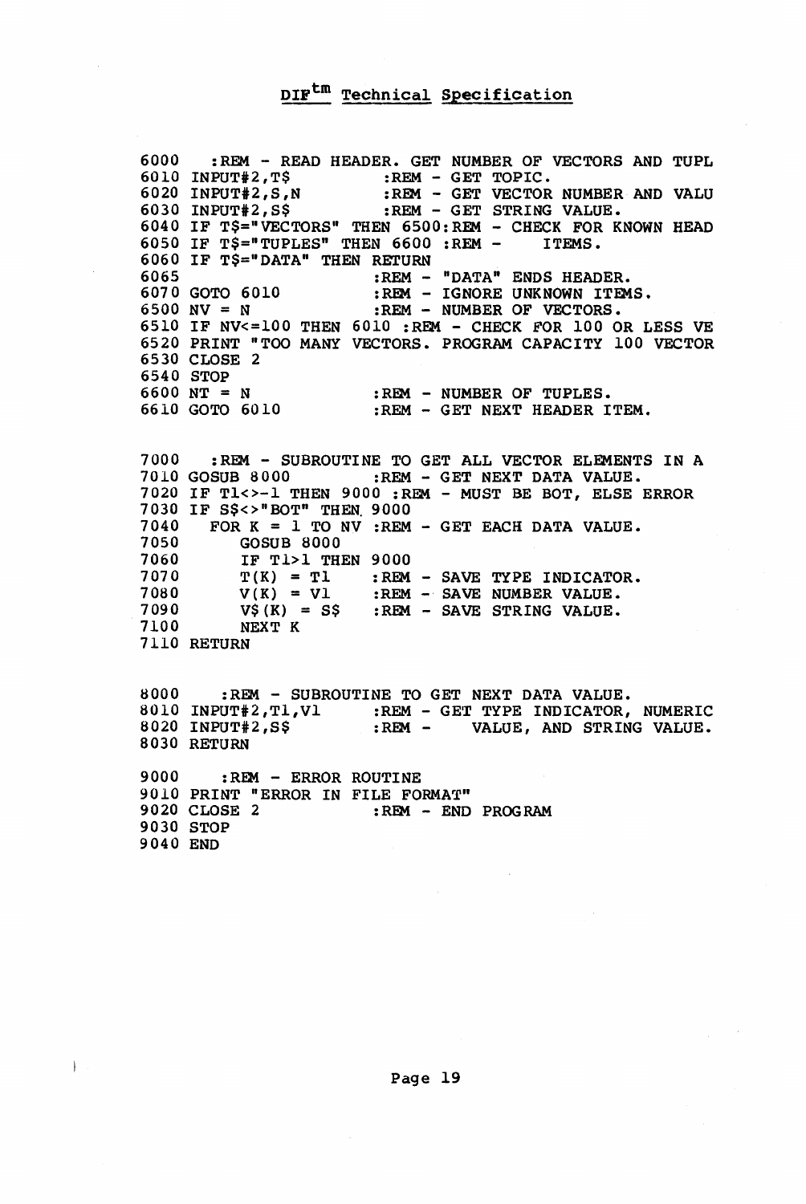```
6000   :REM - READ HEADER. GET NUMBER OF VECTORS AND TUPL
6010 INPUT#2,T$          :REM - GET TOPIC.
6020 INPUT#2,S,N         :REM - GET VECTOR NUMBER AND VALU
6030 INPUT#2,S$          :REM - GET STRING VALUE.
6040 IF T$="VECTORS" THEN 6500:REM - CHECK FOR KNOWN HEAD
6050 IF T$="TUPLES" THEN 6600 :REM -    ITEMS.
6060 IF T$="DATA" THEN RETURN
6065                     :REM - "DATA" ENDS HEADER.
6070 GOTO 6010           :REM - IGNORE UNKNOWN ITEMS.
6500 NV = N              :REM - NUMBER OF VECTORS.
6510 IF NV<=100 THEN 6010 :REM - CHECK FOR 100 OR LESS VE
6520 PRINT "TOO MANY VECTORS. PROGRAM CAPACITY 100 VECTOR
6530 CLOSE 2
6540 STOP
6600 NT = N              :REM - NUMBER OF TUPLES.
6610 GOTO 6010           :REM - GET NEXT HEADER ITEM.


7000   :REM - SUBROUTINE TO GET ALL VECTOR ELEMENTS IN A
7010 GOSUB 8000          :REM - GET NEXT DATA VALUE.
7020 IF T1<>-1 THEN 9000 :REM - MUST BE BOT, ELSE ERROR
7030 IF S$<>"BOT" THEN 9000
7040   FOR K = 1 TO NV :REM - GET EACH DATA VALUE.
7050      GOSUB 8000
7060      IF T1>1 THEN 9000
7070      T(K) = T1     :REM - SAVE TYPE INDICATOR.
7080      V(K) = V1     :REM - SAVE NUMBER VALUE.
7090      V$(K) = S$    :REM - SAVE STRING VALUE.
7100      NEXT K
7110 RETURN


8000    :REM - SUBROUTINE TO GET NEXT DATA VALUE.
8010 INPUT#2,T1,V1      :REM - GET TYPE INDICATOR, NUMERIC
8020 INPUT#2,S$         :REM -    VALUE, AND STRING VALUE.
8030 RETURN

9000    :REM - ERROR ROUTINE
9010 PRINT "ERROR IN FILE FORMAT"
9020 CLOSE 2            :REM - END PROGRAM
9030 STOP
9040 END
```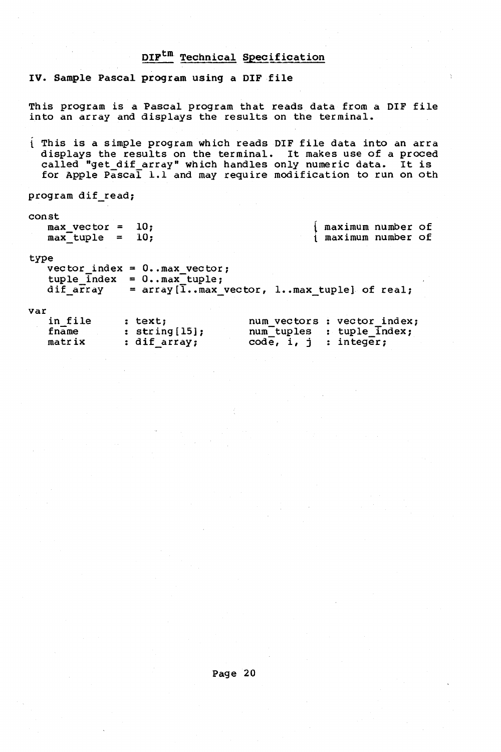## IV. Sample Pascal program using a DIF file

This program is a Pascal program that reads data from a DIF file into an array and displays the results on the terminal.

```
{ This is a simple program which reads DIF file data into an arra
  displays the results on the terminal.  It makes use of a proced
  called "get_dif_array" which handles only numeric data.  It is
  for Apple Pascal 1.1 and may require modification to run on oth

program dif_read;

const
   max_vector =  10;                              { maximum number of
   max_tuple  =  10;                              { maximum number of

type
   vector_index = 0..max_vector;
   tuple_index  = 0..max_tuple;
   dif_array    = array[1..max_vector, 1..max_tuple] of real;

var
   in_file      : text;              num_vectors : vector_index;
   fname        : string[15];        num_tuples  : tuple_index;
   matrix       : dif_array;         code, i, j  : integer;
```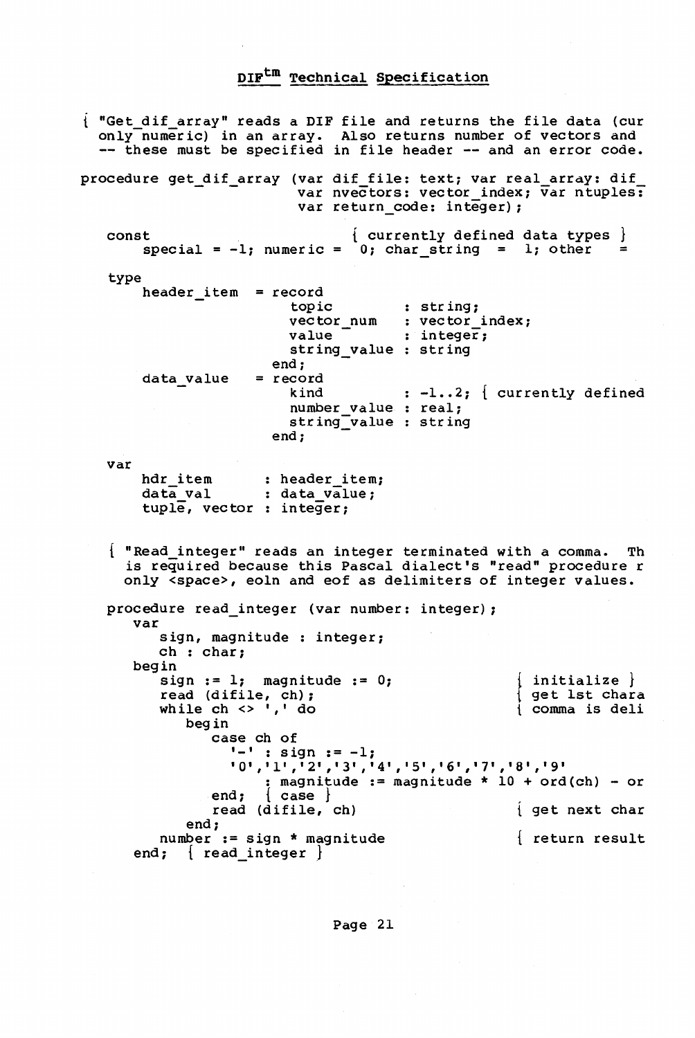## DIF[tm] Technical Specification

```
{ "Get_dif_array" reads a DIF file and returns the file data (cur
  only numeric) in an array.  Also returns number of vectors and
  -- these must be specified in file header -- and an error code.

procedure get_dif_array (var dif_file: text; var real_array: dif_
                         var nvectors: vector_index; var ntuples:
                         var return_code: integer);

   const                          { currently defined data types }
       special = -1; numeric =  0; char_string  =  1; other    =

   type
       header_item  = record
                         topic        : string;
                         vector_num   : vector_index;
                         value        : integer;
                         string_value : string
                      end;
       data_value   = record
                         kind         : -1..2; { currently defined
                         number_value : real;
                         string_value : string
                      end;

   var
       hdr_item       : header_item;
       data_val       : data_value;
       tuple, vector  : integer;


   { "Read_integer" reads an integer terminated with a comma.  Th
     is required because this Pascal dialect's "read" procedure r
     only <space>, eoln and eof as delimiters of integer values.

   procedure read_integer (var number: integer);
      var
         sign, magnitude : integer;
         ch : char;
      begin
         sign := 1;  magnitude := 0;                { initialize }
         read (difile, ch);                         { get 1st chara
         while ch <> ',' do                         { comma is deli
            begin
               case ch of
                  '-' : sign := -1;
                  '0','1','2','3','4','5','6','7','8','9'
                     : magnitude := magnitude * 10 + ord(ch) - or
               end;  { case }
               read (difile, ch)                    { get next char
            end;
         number := sign * magnitude                 { return result
      end;  { read_integer }
```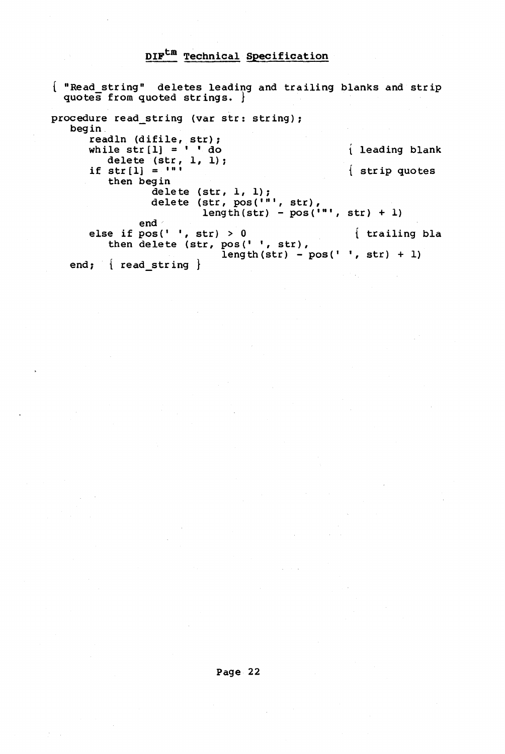```
{ "Read_string"  deletes leading and trailing blanks and strip
  quotes from quoted strings. }

procedure read_string (var str: string);
   begin
      readln (difile, str);
      while str[1] = ' ' do                          { leading blank
         delete (str, 1, 1);
      if str[1] = '"'                                { strip quotes
         then begin
                delete (str, 1, 1);
                delete (str, pos('"', str),
                        length(str) - pos('"', str) + 1)
             end
      else if pos(' ', str) > 0                      { trailing bla
         then delete (str, pos(' ', str),
                          length(str) - pos(' ', str) + 1)
   end;  { read_string }
```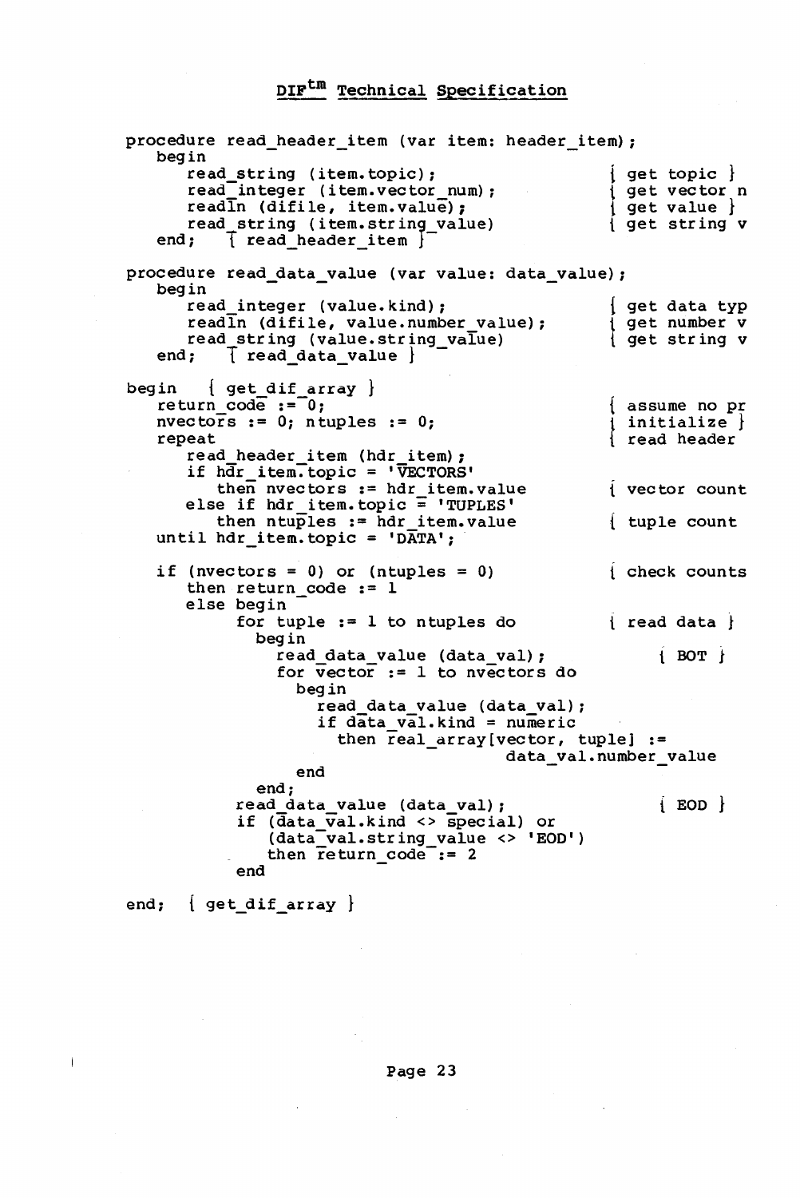```
procedure read_header_item (var item: header_item);
   begin
      read_string (item.topic);                    { get topic }
      read_integer (item.vector_num);              { get vector n
      readln (difile, item.value);                 { get value }
      read_string (item.string_value)              { get string v
   end;   { read_header_item }

procedure read_data_value (var value: data_value);
   begin
      read_integer (value.kind);                   { get data typ
      readln (difile, value.number_value);         { get number v
      read_string (value.string_value)             { get string v
   end;   { read_data_value }

begin   { get_dif_array }
   return_code := 0;                               { assume no pr
   nvectors := 0; ntuples := 0;                    { initialize }
   repeat                                          { read header
      read_header_item (hdr_item);
      if hdr_item.topic = 'VECTORS'
         then nvectors := hdr_item.value           { vector count
      else if hdr_item.topic = 'TUPLES'
         then ntuples := hdr_item.value            { tuple count
   until hdr_item.topic = 'DATA';

   if (nvectors = 0) or (ntuples = 0)              { check counts
      then return_code := 1
      else begin
           for tuple := 1 to ntuples do            { read data }
             begin
               read_data_value (data_val);              { BOT }
               for vector := 1 to nvectors do
                 begin
                   read_data_value (data_val);
                   if data_val.kind = numeric
                     then real_array[vector, tuple] :=
                                    data_val.number_value
                 end
             end;
           read_data_value (data_val);                  { EOD }
           if (data_val.kind <> special) or
              (data_val.string_value <> 'EOD')
              then return_code := 2
           end

end;  { get_dif_array }
```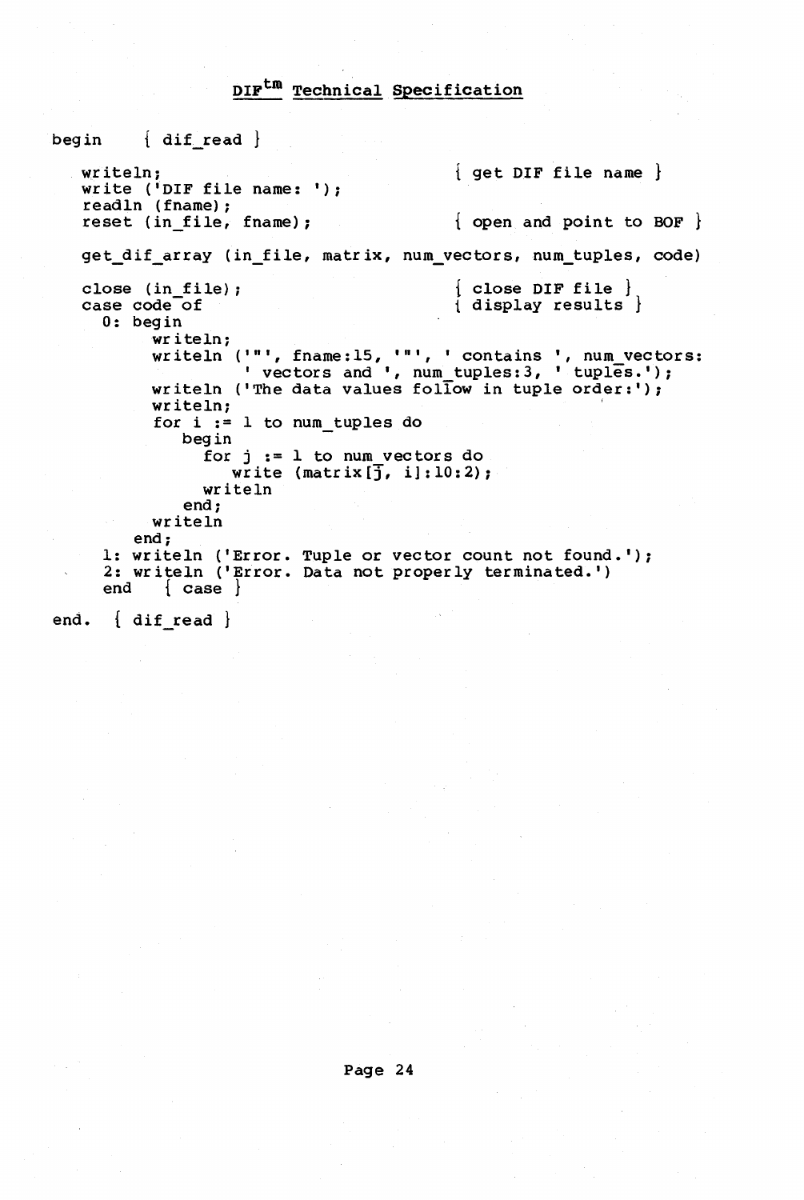```
begin    { dif_read }

   writeln;                                { get DIF file name }
   write ('DIF file name: ');
   readln (fname);
   reset (in_file, fname);                 { open and point to BOF }

   get_dif_array (in_file, matrix, num_vectors, num_tuples, code)

   close (in_file);                        { close DIF file }
   case code of                            { display results }
     0: begin
          writeln;
          writeln ('"', fname:15, '"', ' contains ', num_vectors:
                   ' vectors and ', num_tuples:3, ' tuples.');
          writeln ('The data values follow in tuple order:');
          writeln;
          for i := 1 to num_tuples do
             begin
                for j := 1 to num_vectors do
                   write (matrix[j, i]:10:2);
                writeln
             end;
          writeln
        end;
     1: writeln ('Error. Tuple or vector count not found.');
     2: writeln ('Error. Data not properly terminated.')
     end    { case }

end.  { dif_read }
```